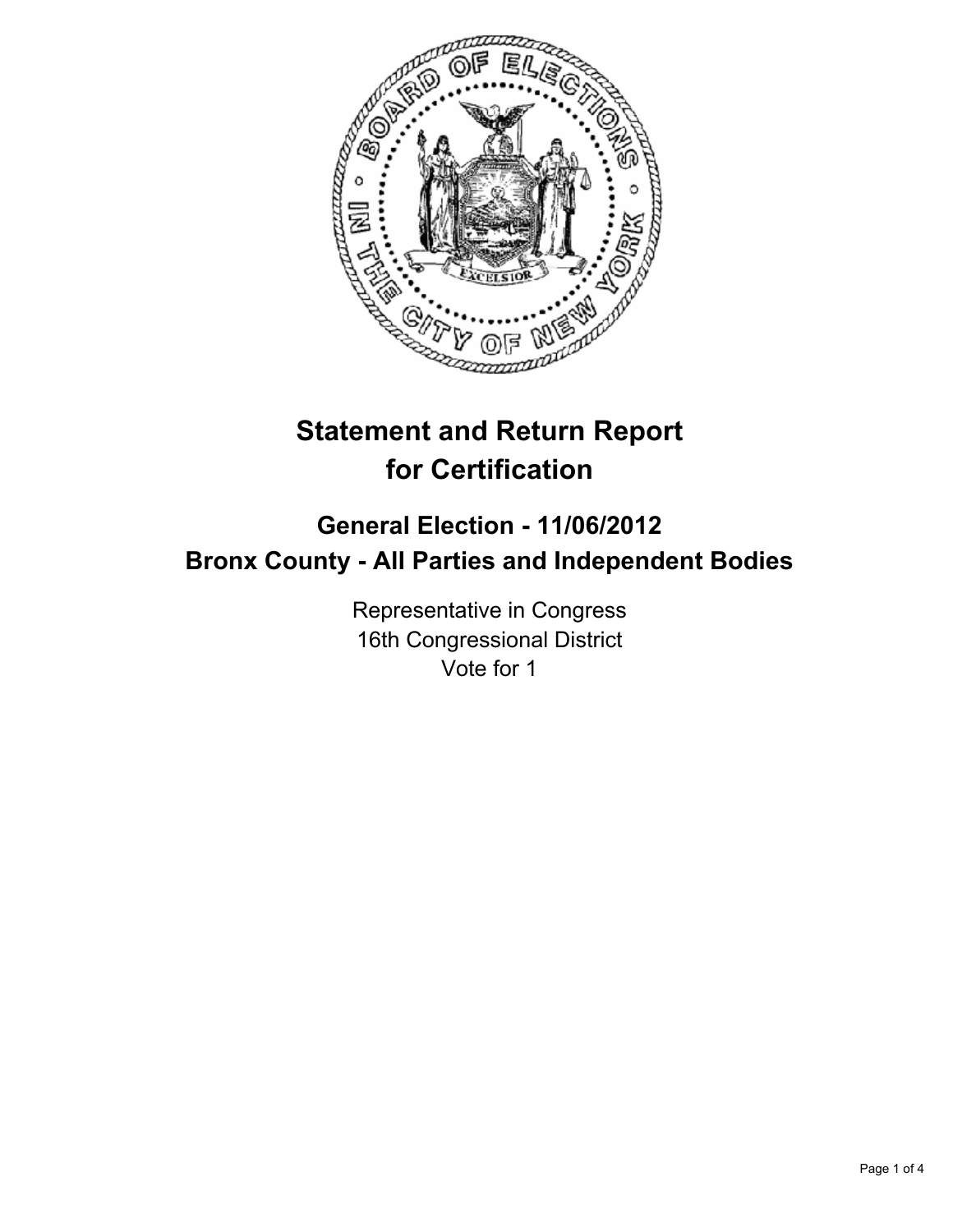# Statement and Return Report for Certification

## General Election - 11/06/2012
## Bronx County - All Parties and Independent Bodies

Representative in Congress
16th Congressional District
Vote for 1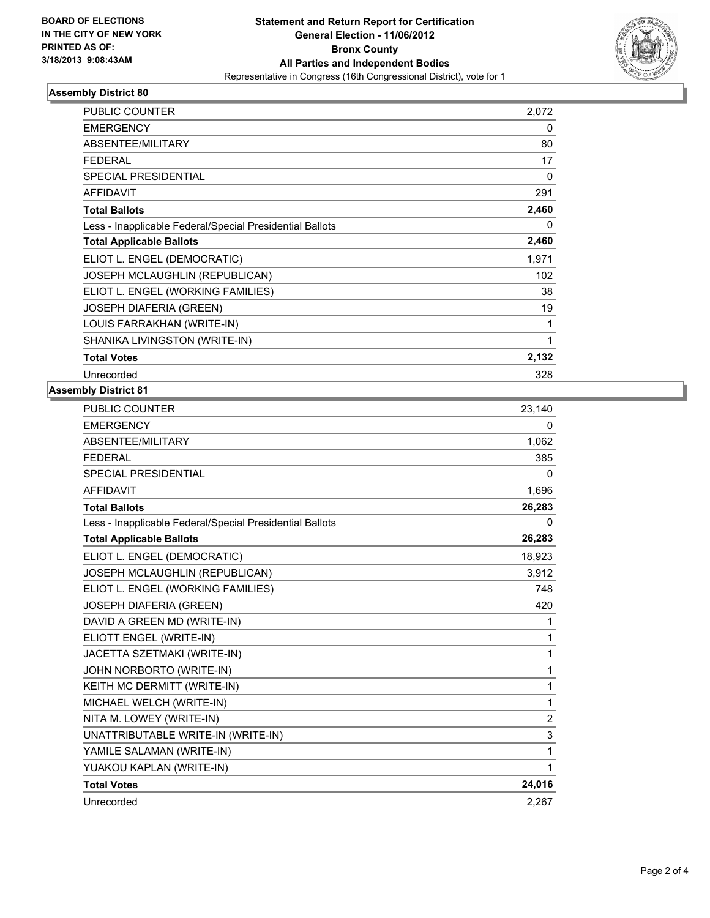BOARD OF ELECTIONS
IN THE CITY OF NEW YORK
PRINTED AS OF:
3/18/2013 9:08:43AM

**Statement and Return Report for Certification**
**General Election - 11/06/2012**
**Bronx County**
**All Parties and Independent Bodies**
Representative in Congress (16th Congressional District), vote for 1

### Assembly District 80

| | |
|---|---|
| PUBLIC COUNTER | 2,072 |
| EMERGENCY | 0 |
| ABSENTEE/MILITARY | 80 |
| FEDERAL | 17 |
| SPECIAL PRESIDENTIAL | 0 |
| AFFIDAVIT | 291 |
| **Total Ballots** | **2,460** |
| Less - Inapplicable Federal/Special Presidential Ballots | 0 |
| **Total Applicable Ballots** | **2,460** |
| ELIOT L. ENGEL (DEMOCRATIC) | 1,971 |
| JOSEPH MCLAUGHLIN (REPUBLICAN) | 102 |
| ELIOT L. ENGEL (WORKING FAMILIES) | 38 |
| JOSEPH DIAFERIA (GREEN) | 19 |
| LOUIS FARRAKHAN (WRITE-IN) | 1 |
| SHANIKA LIVINGSTON (WRITE-IN) | 1 |
| **Total Votes** | **2,132** |
| Unrecorded | 328 |

### Assembly District 81

| | |
|---|---|
| PUBLIC COUNTER | 23,140 |
| EMERGENCY | 0 |
| ABSENTEE/MILITARY | 1,062 |
| FEDERAL | 385 |
| SPECIAL PRESIDENTIAL | 0 |
| AFFIDAVIT | 1,696 |
| **Total Ballots** | **26,283** |
| Less - Inapplicable Federal/Special Presidential Ballots | 0 |
| **Total Applicable Ballots** | **26,283** |
| ELIOT L. ENGEL (DEMOCRATIC) | 18,923 |
| JOSEPH MCLAUGHLIN (REPUBLICAN) | 3,912 |
| ELIOT L. ENGEL (WORKING FAMILIES) | 748 |
| JOSEPH DIAFERIA (GREEN) | 420 |
| DAVID A GREEN MD (WRITE-IN) | 1 |
| ELIOTT ENGEL (WRITE-IN) | 1 |
| JACETTA SZETMAKI (WRITE-IN) | 1 |
| JOHN NORBORTO (WRITE-IN) | 1 |
| KEITH MC DERMITT (WRITE-IN) | 1 |
| MICHAEL WELCH (WRITE-IN) | 1 |
| NITA M. LOWEY (WRITE-IN) | 2 |
| UNATTRIBUTABLE WRITE-IN (WRITE-IN) | 3 |
| YAMILE SALAMAN (WRITE-IN) | 1 |
| YUAKOU KAPLAN (WRITE-IN) | 1 |
| **Total Votes** | **24,016** |
| Unrecorded | 2,267 |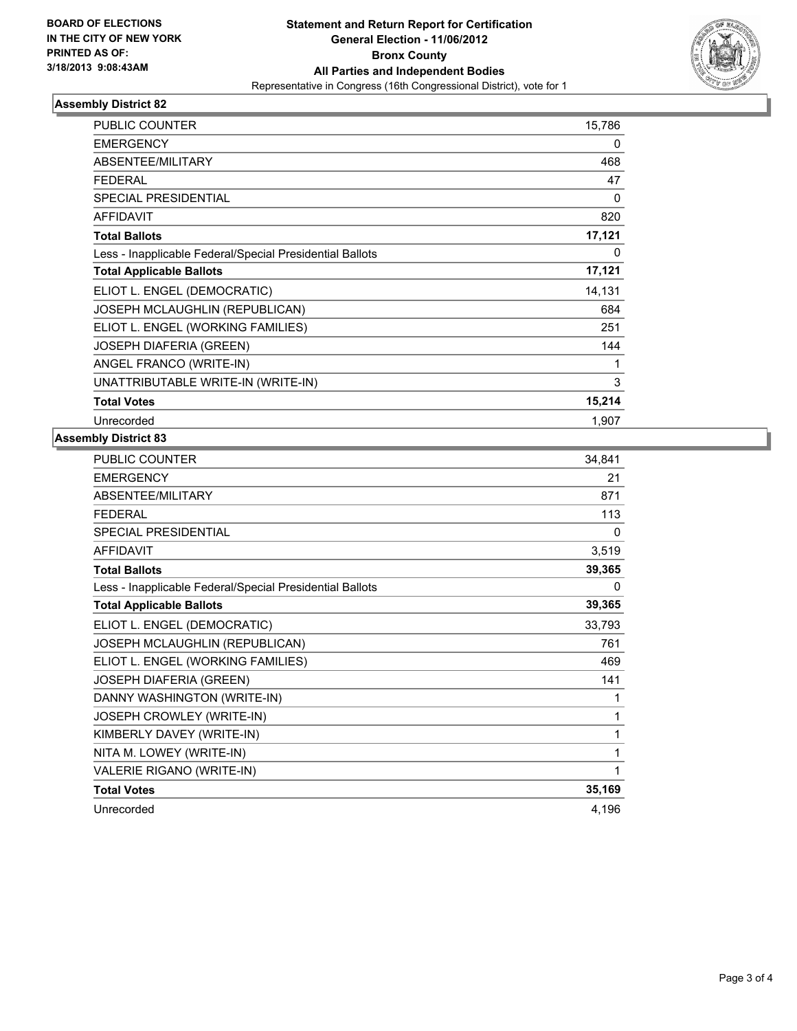**BOARD OF ELECTIONS IN THE CITY OF NEW YORK**
**PRINTED AS OF: 3/18/2013 9:08:43AM**

# Statement and Return Report for Certification
## General Election - 11/06/2012
## Bronx County
## All Parties and Independent Bodies
Representative in Congress (16th Congressional District), vote for 1

### Assembly District 82

| | |
|---|---|
| PUBLIC COUNTER | 15,786 |
| EMERGENCY | 0 |
| ABSENTEE/MILITARY | 468 |
| FEDERAL | 47 |
| SPECIAL PRESIDENTIAL | 0 |
| AFFIDAVIT | 820 |
| **Total Ballots** | **17,121** |
| Less - Inapplicable Federal/Special Presidential Ballots | 0 |
| **Total Applicable Ballots** | **17,121** |
| ELIOT L. ENGEL (DEMOCRATIC) | 14,131 |
| JOSEPH MCLAUGHLIN (REPUBLICAN) | 684 |
| ELIOT L. ENGEL (WORKING FAMILIES) | 251 |
| JOSEPH DIAFERIA (GREEN) | 144 |
| ANGEL FRANCO (WRITE-IN) | 1 |
| UNATTRIBUTABLE WRITE-IN (WRITE-IN) | 3 |
| **Total Votes** | **15,214** |
| Unrecorded | 1,907 |

### Assembly District 83

| | |
|---|---|
| PUBLIC COUNTER | 34,841 |
| EMERGENCY | 21 |
| ABSENTEE/MILITARY | 871 |
| FEDERAL | 113 |
| SPECIAL PRESIDENTIAL | 0 |
| AFFIDAVIT | 3,519 |
| **Total Ballots** | **39,365** |
| Less - Inapplicable Federal/Special Presidential Ballots | 0 |
| **Total Applicable Ballots** | **39,365** |
| ELIOT L. ENGEL (DEMOCRATIC) | 33,793 |
| JOSEPH MCLAUGHLIN (REPUBLICAN) | 761 |
| ELIOT L. ENGEL (WORKING FAMILIES) | 469 |
| JOSEPH DIAFERIA (GREEN) | 141 |
| DANNY WASHINGTON (WRITE-IN) | 1 |
| JOSEPH CROWLEY (WRITE-IN) | 1 |
| KIMBERLY DAVEY (WRITE-IN) | 1 |
| NITA M. LOWEY (WRITE-IN) | 1 |
| VALERIE RIGANO (WRITE-IN) | 1 |
| **Total Votes** | **35,169** |
| Unrecorded | 4,196 |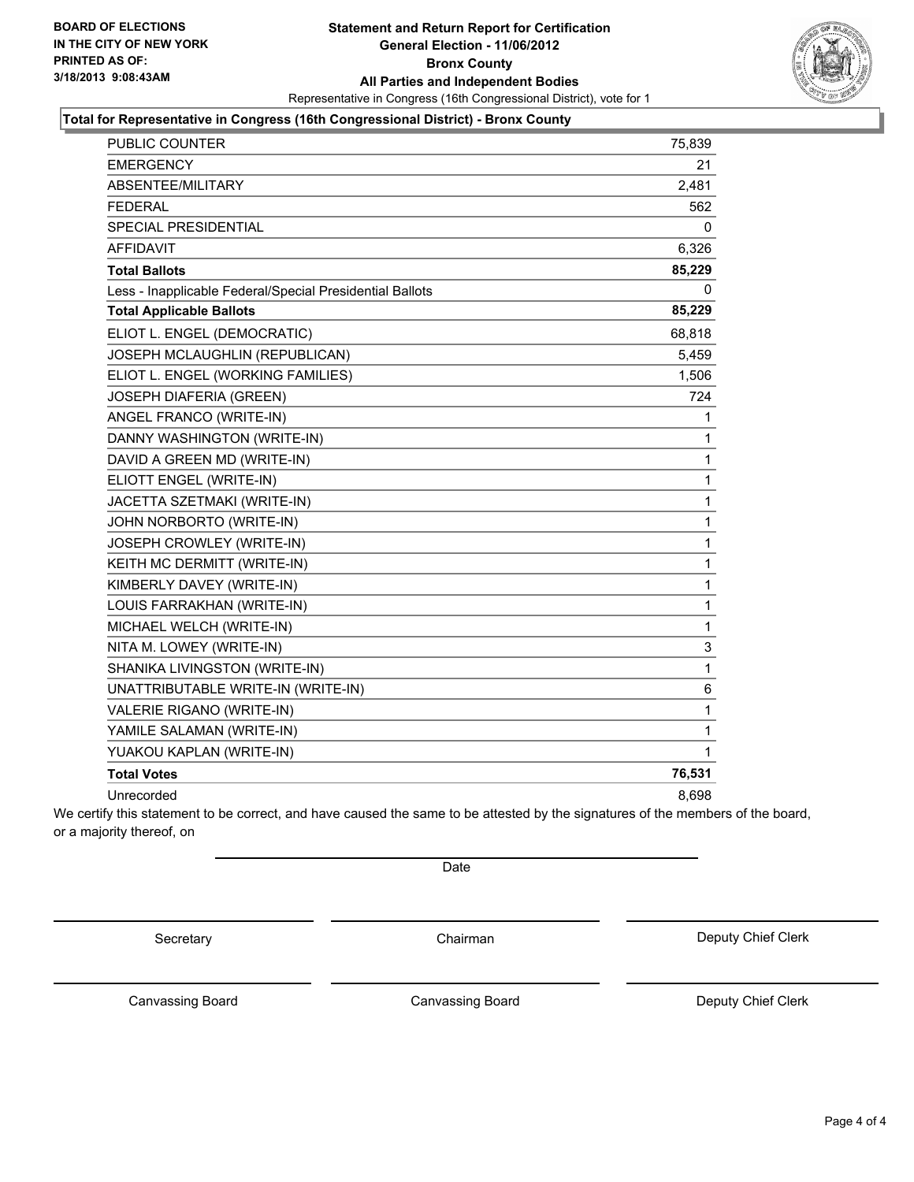**BOARD OF ELECTIONS IN THE CITY OF NEW YORK PRINTED AS OF: 3/18/2013 9:08:43AM**

# Statement and Return Report for Certification
## General Election - 11/06/2012
## Bronx County
## All Parties and Independent Bodies

Representative in Congress (16th Congressional District), vote for 1

### Total for Representative in Congress (16th Congressional District) - Bronx County

| | |
|---|---|
| PUBLIC COUNTER | 75,839 |
| EMERGENCY | 21 |
| ABSENTEE/MILITARY | 2,481 |
| FEDERAL | 562 |
| SPECIAL PRESIDENTIAL | 0 |
| AFFIDAVIT | 6,326 |
| **Total Ballots** | **85,229** |
| Less - Inapplicable Federal/Special Presidential Ballots | 0 |
| **Total Applicable Ballots** | **85,229** |
| ELIOT L. ENGEL (DEMOCRATIC) | 68,818 |
| JOSEPH MCLAUGHLIN (REPUBLICAN) | 5,459 |
| ELIOT L. ENGEL (WORKING FAMILIES) | 1,506 |
| JOSEPH DIAFERIA (GREEN) | 724 |
| ANGEL FRANCO (WRITE-IN) | 1 |
| DANNY WASHINGTON (WRITE-IN) | 1 |
| DAVID A GREEN MD (WRITE-IN) | 1 |
| ELIOTT ENGEL (WRITE-IN) | 1 |
| JACETTA SZETMAKI (WRITE-IN) | 1 |
| JOHN NORBORTO (WRITE-IN) | 1 |
| JOSEPH CROWLEY (WRITE-IN) | 1 |
| KEITH MC DERMITT (WRITE-IN) | 1 |
| KIMBERLY DAVEY (WRITE-IN) | 1 |
| LOUIS FARRAKHAN (WRITE-IN) | 1 |
| MICHAEL WELCH (WRITE-IN) | 1 |
| NITA M. LOWEY (WRITE-IN) | 3 |
| SHANIKA LIVINGSTON (WRITE-IN) | 1 |
| UNATTRIBUTABLE WRITE-IN (WRITE-IN) | 6 |
| VALERIE RIGANO (WRITE-IN) | 1 |
| YAMILE SALAMAN (WRITE-IN) | 1 |
| YUAKOU KAPLAN (WRITE-IN) | 1 |
| **Total Votes** | **76,531** |
| Unrecorded | 8,698 |

We certify this statement to be correct, and have caused the same to be attested by the signatures of the members of the board, or a majority thereof, on

Date

Secretary | Chairman | Deputy Chief Clerk

Canvassing Board | Canvassing Board | Deputy Chief Clerk